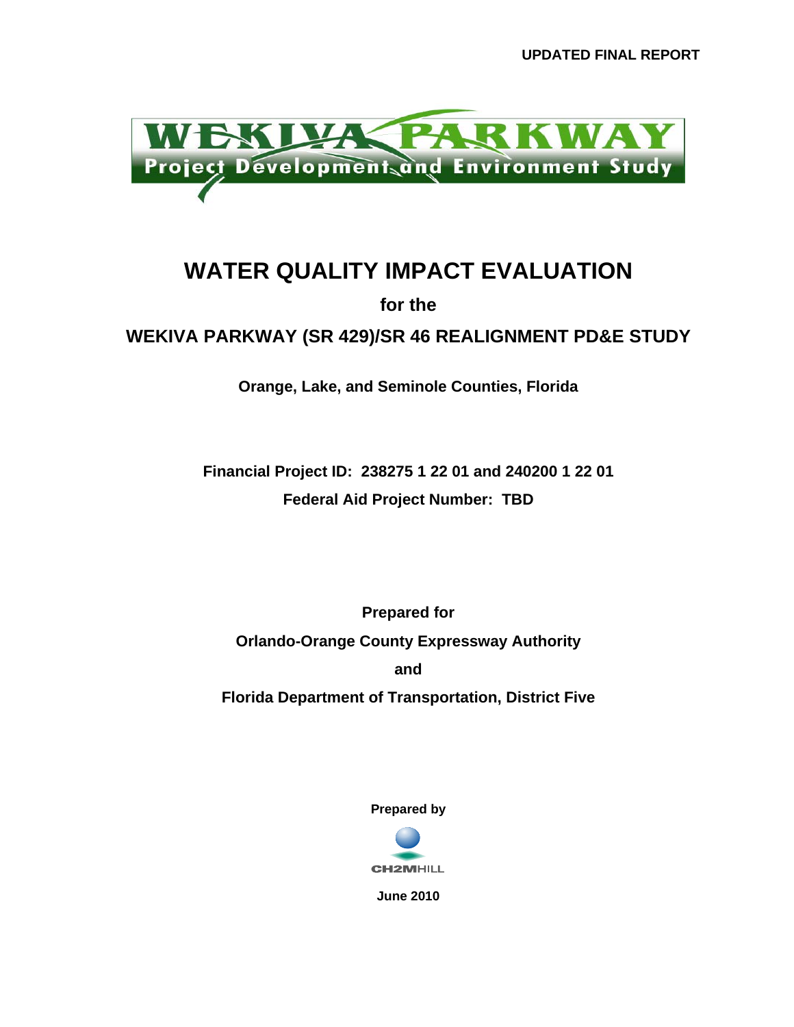**UPDATED FINAL REPORT**

WEKIVA PARKWAY
Project Development and Environment Study

# WATER QUALITY IMPACT EVALUATION

**for the**

## WEKIVA PARKWAY (SR 429)/SR 46 REALIGNMENT PD&E STUDY

**Orange, Lake, and Seminole Counties, Florida**

**Financial Project ID: 238275 1 22 01 and 240200 1 22 01**

**Federal Aid Project Number: TBD**

**Prepared for**

**Orlando-Orange County Expressway Authority**

**and**

**Florida Department of Transportation, District Five**

**Prepared by**

CH2MHILL

**June 2010**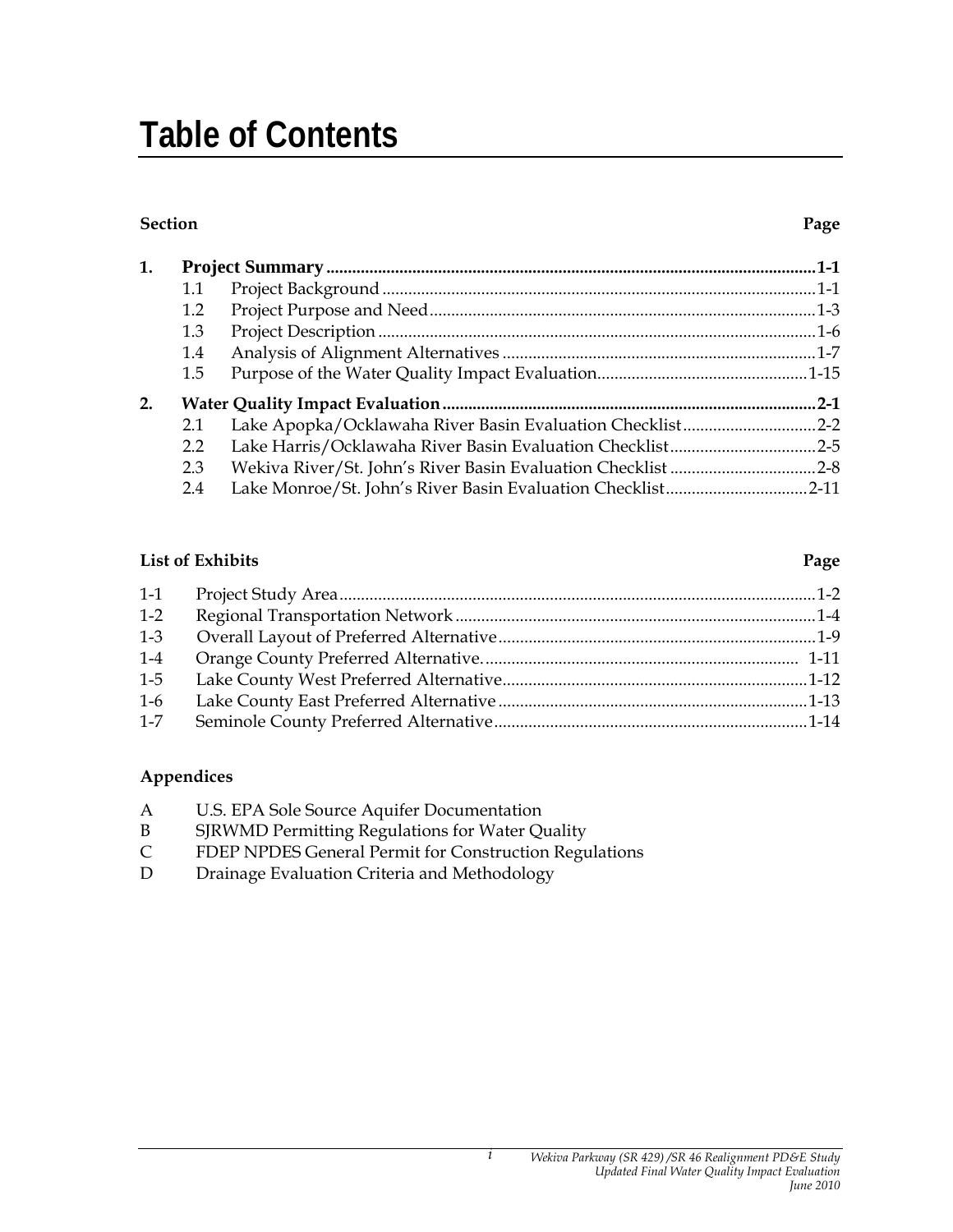# Table of Contents

| Section | | Page |
|---|---|---|
| **1.** | **Project Summary** | **1-1** |
| 1.1 | Project Background | 1-1 |
| 1.2 | Project Purpose and Need | 1-3 |
| 1.3 | Project Description | 1-6 |
| 1.4 | Analysis of Alignment Alternatives | 1-7 |
| 1.5 | Purpose of the Water Quality Impact Evaluation | 1-15 |
| **2.** | **Water Quality Impact Evaluation** | **2-1** |
| 2.1 | Lake Apopka/Ocklawaha River Basin Evaluation Checklist | 2-2 |
| 2.2 | Lake Harris/Ocklawaha River Basin Evaluation Checklist | 2-5 |
| 2.3 | Wekiva River/St. John's River Basin Evaluation Checklist | 2-8 |
| 2.4 | Lake Monroe/St. John's River Basin Evaluation Checklist | 2-11 |

| List of Exhibits | | Page |
|---|---|---|
| 1-1 | Project Study Area | 1-2 |
| 1-2 | Regional Transportation Network | 1-4 |
| 1-3 | Overall Layout of Preferred Alternative | 1-9 |
| 1-4 | Orange County Preferred Alternative. | 1-11 |
| 1-5 | Lake County West Preferred Alternative | 1-12 |
| 1-6 | Lake County East Preferred Alternative | 1-13 |
| 1-7 | Seminole County Preferred Alternative | 1-14 |

**Appendices**

A U.S. EPA Sole Source Aquifer Documentation
B SJRWMD Permitting Regulations for Water Quality
C FDEP NPDES General Permit for Construction Regulations
D Drainage Evaluation Criteria and Methodology